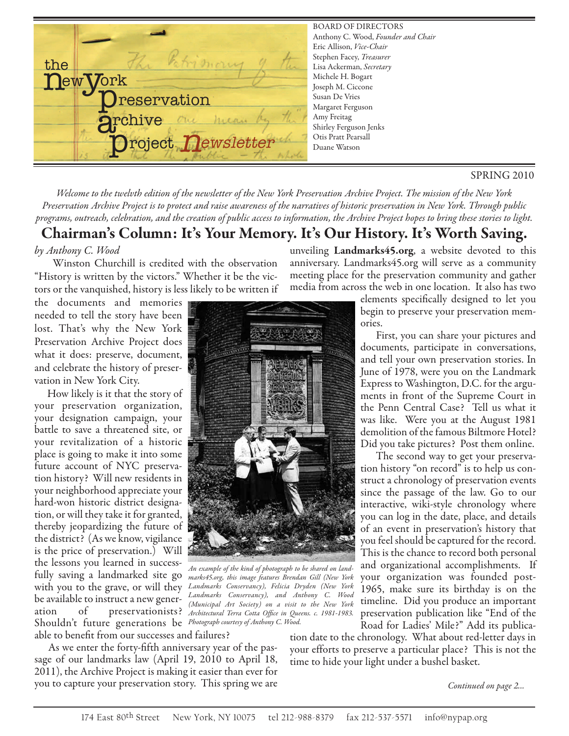# the New York Preservation Archive Project Newsletter

BOARD OF DIRECTORS
Anthony C. Wood, *Founder and Chair*
Eric Allison, *Vice-Chair*
Stephen Facey, *Treasurer*
Lisa Ackerman, *Secretary*
Michele H. Bogart
Joseph M. Ciccone
Susan De Vries
Margaret Ferguson
Amy Freitag
Shirley Ferguson Jenks
Otis Pratt Pearsall
Duane Watson

SPRING 2010

*Welcome to the twelvth edition of the newsletter of the New York Preservation Archive Project. The mission of the New York Preservation Archive Project is to protect and raise awareness of the narratives of historic preservation in New York. Through public programs, outreach, celebration, and the creation of public access to information, the Archive Project hopes to bring these stories to light.*

## Chairman's Column: It's Your Memory. It's Our History. It's Worth Saving.

*by Anthony C. Wood*

Winston Churchill is credited with the observation "History is written by the victors." Whether it be the victors or the vanquished, history is less likely to be written if the documents and memories needed to tell the story have been lost. That's why the New York Preservation Archive Project does what it does: preserve, document, and celebrate the history of preservation in New York City.

How likely is it that the story of your preservation organization, your designation campaign, your battle to save a threatened site, or your revitalization of a historic place is going to make it into some future account of NYC preservation history? Will new residents in your neighborhood appreciate your hard-won historic district designation, or will they take it for granted, thereby jeopardizing the future of the district? (As we know, vigilance is the price of preservation.) Will the lessons you learned in successfully saving a landmarked site go with you to the grave, or will they be available to instruct a new generation of preservationists? Shouldn't future generations be able to benefit from our successes and failures?

*An example of the kind of photograph to be shared on landmarks45.org, this image features Brendan Gill (New York Landmarks Conservancy), Felicia Dryden (New York Landmarks Conservancy), and Anthony C. Wood (Municipal Art Society) on a visit to the New York Architectural Terra Cotta Office in Queens. c. 1981-1983. Photograph courtesy of Anthony C. Wood.*

As we enter the forty-fifth anniversary year of the passage of our landmarks law (April 19, 2010 to April 18, 2011), the Archive Project is making it easier than ever for you to capture your preservation story. This spring we are unveiling **Landmarks45.org**, a website devoted to this anniversary. Landmarks45.org will serve as a community meeting place for the preservation community and gather media from across the web in one location. It also has two elements specifically designed to let you begin to preserve your preservation memories.

First, you can share your pictures and documents, participate in conversations, and tell your own preservation stories. In June of 1978, were you on the Landmark Express to Washington, D.C. for the arguments in front of the Supreme Court in the Penn Central Case? Tell us what it was like. Were you at the August 1981 demolition of the famous Biltmore Hotel? Did you take pictures? Post them online.

The second way to get your preservation history "on record" is to help us construct a chronology of preservation events since the passage of the law. Go to our interactive, wiki-style chronology where you can log in the date, place, and details of an event in preservation's history that you feel should be captured for the record. This is the chance to record both personal and organizational accomplishments. If your organization was founded post-1965, make sure its birthday is on the timeline. Did you produce an important preservation publication like "End of the Road for Ladies' Mile?" Add its publication date to the chronology. What about red-letter days in your efforts to preserve a particular place? This is not the time to hide your light under a bushel basket.

*Continued on page 2...*

174 East 80th Street New York, NY 10075 tel 212-988-8379 fax 212-537-5571 info@nypap.org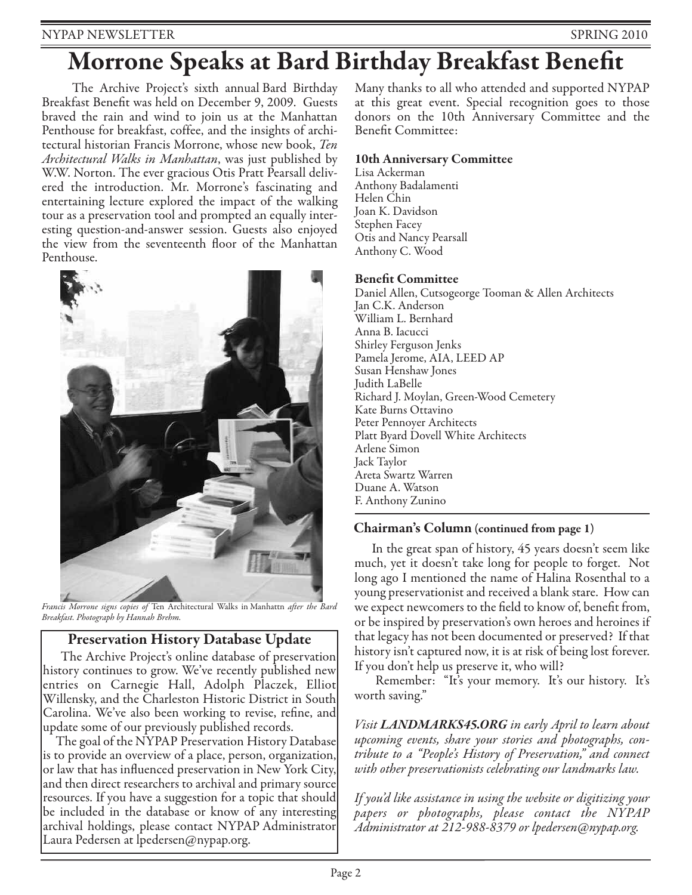# Morrone Speaks at Bard Birthday Breakfast Benefit

The Archive Project's sixth annual Bard Birthday Breakfast Benefit was held on December 9, 2009. Guests braved the rain and wind to join us at the Manhattan Penthouse for breakfast, coffee, and the insights of architectural historian Francis Morrone, whose new book, *Ten Architectural Walks in Manhattan*, was just published by W.W. Norton. The ever gracious Otis Pratt Pearsall delivered the introduction. Mr. Morrone's fascinating and entertaining lecture explored the impact of the walking tour as a preservation tool and prompted an equally interesting question-and-answer session. Guests also enjoyed the view from the seventeenth floor of the Manhattan Penthouse.

*Francis Morrone signs copies of* Ten Architectural Walks in Manhattn *after the Bard Breakfast. Photograph by Hannah Brehm.*

## Preservation History Database Update

The Archive Project's online database of preservation history continues to grow. We've recently published new entries on Carnegie Hall, Adolph Placzek, Elliot Willensky, and the Charleston Historic District in South Carolina. We've also been working to revise, refine, and update some of our previously published records.

The goal of the NYPAP Preservation History Database is to provide an overview of a place, person, organization, or law that has influenced preservation in New York City, and then direct researchers to archival and primary source resources. If you have a suggestion for a topic that should be included in the database or know of any interesting archival holdings, please contact NYPAP Administrator Laura Pedersen at lpedersen@nypap.org.

Many thanks to all who attended and supported NYPAP at this great event. Special recognition goes to those donors on the 10th Anniversary Committee and the Benefit Committee:

**10th Anniversary Committee**

Lisa Ackerman
Anthony Badalamenti
Helen Chin
Joan K. Davidson
Stephen Facey
Otis and Nancy Pearsall
Anthony C. Wood

**Benefit Committee**

Daniel Allen, Cutsogeorge Tooman & Allen Architects
Jan C.K. Anderson
William L. Bernhard
Anna B. Iacucci
Shirley Ferguson Jenks
Pamela Jerome, AIA, LEED AP
Susan Henshaw Jones
Judith LaBelle
Richard J. Moylan, Green-Wood Cemetery
Kate Burns Ottavino
Peter Pennoyer Architects
Platt Byard Dovell White Architects
Arlene Simon
Jack Taylor
Areta Swartz Warren
Duane A. Watson
F. Anthony Zunino

## Chairman's Column (continued from page 1)

In the great span of history, 45 years doesn't seem like much, yet it doesn't take long for people to forget. Not long ago I mentioned the name of Halina Rosenthal to a young preservationist and received a blank stare. How can we expect newcomers to the field to know of, benefit from, or be inspired by preservation's own heroes and heroines if that legacy has not been documented or preserved? If that history isn't captured now, it is at risk of being lost forever. If you don't help us preserve it, who will?

Remember: "It's your memory. It's our history. It's worth saving."

*Visit **LANDMARKS45.ORG** in early April to learn about upcoming events, share your stories and photographs, contribute to a "People's History of Preservation," and connect with other preservationists celebrating our landmarks law.*

*If you'd like assistance in using the website or digitizing your papers or photographs, please contact the NYPAP Administrator at 212-988-8379 or lpedersen@nypap.org.*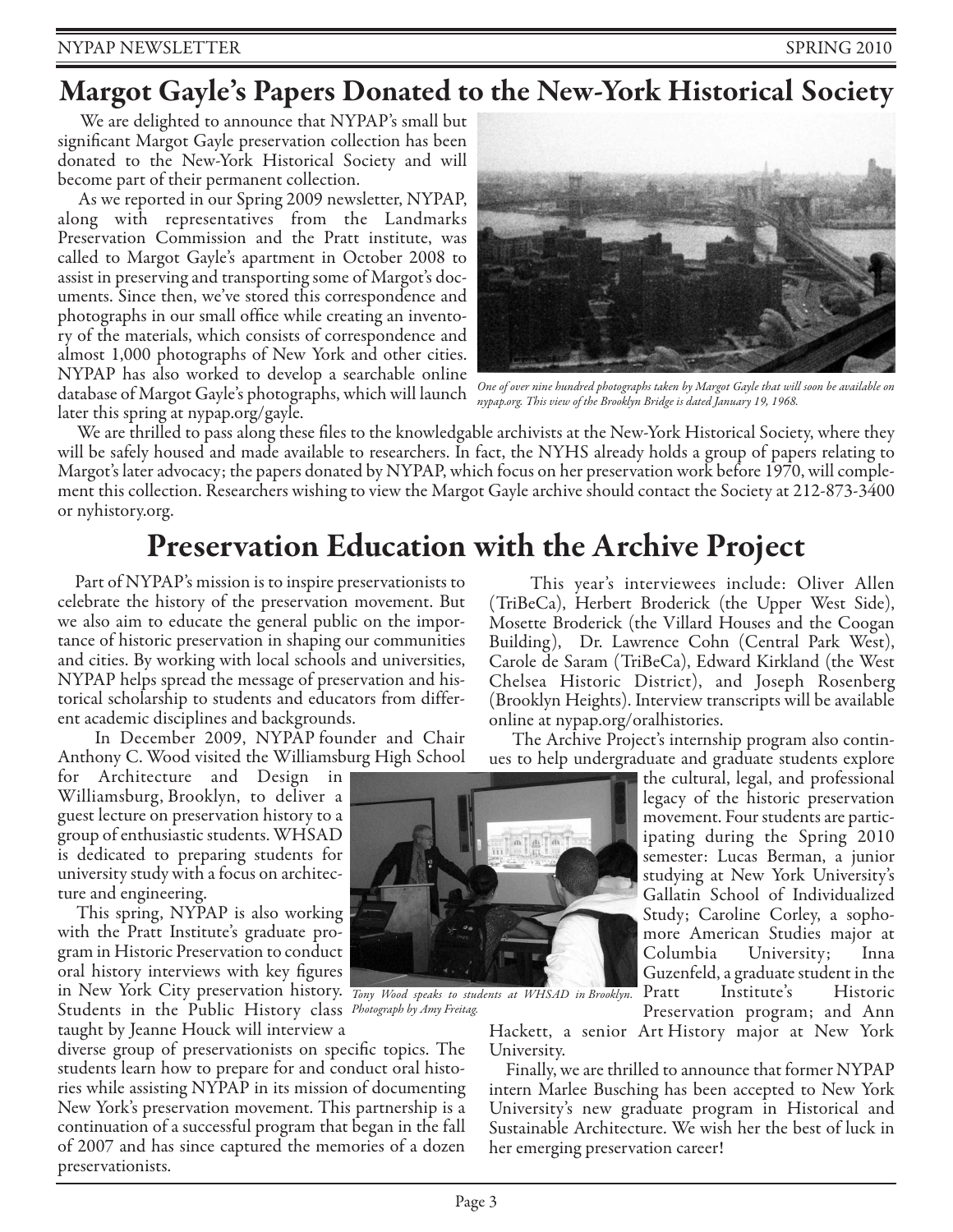## Margot Gayle's Papers Donated to the New-York Historical Society

We are delighted to announce that NYPAP's small but significant Margot Gayle preservation collection has been donated to the New-York Historical Society and will become part of their permanent collection.

As we reported in our Spring 2009 newsletter, NYPAP, along with representatives from the Landmarks Preservation Commission and the Pratt institute, was called to Margot Gayle's apartment in October 2008 to assist in preserving and transporting some of Margot's documents. Since then, we've stored this correspondence and photographs in our small office while creating an inventory of the materials, which consists of correspondence and almost 1,000 photographs of New York and other cities. NYPAP has also worked to develop a searchable online database of Margot Gayle's photographs, which will launch later this spring at nypap.org/gayle.

*One of over nine hundred photographs taken by Margot Gayle that will soon be available on nypap.org. This view of the Brooklyn Bridge is dated January 19, 1968.*

We are thrilled to pass along these files to the knowledgable archivists at the New-York Historical Society, where they will be safely housed and made available to researchers. In fact, the NYHS already holds a group of papers relating to Margot's later advocacy; the papers donated by NYPAP, which focus on her preservation work before 1970, will complement this collection. Researchers wishing to view the Margot Gayle archive should contact the Society at 212-873-3400 or nyhistory.org.

## Preservation Education with the Archive Project

Part of NYPAP's mission is to inspire preservationists to celebrate the history of the preservation movement. But we also aim to educate the general public on the importance of historic preservation in shaping our communities and cities. By working with local schools and universities, NYPAP helps spread the message of preservation and historical scholarship to students and educators from different academic disciplines and backgrounds.

In December 2009, NYPAP founder and Chair Anthony C. Wood visited the Williamsburg High School for Architecture and Design in Williamsburg, Brooklyn, to deliver a guest lecture on preservation history to a group of enthusiastic students. WHSAD is dedicated to preparing students for university study with a focus on architecture and engineering.

*Tony Wood speaks to students at WHSAD in Brooklyn. Photograph by Amy Freitag.*

This spring, NYPAP is also working with the Pratt Institute's graduate program in Historic Preservation to conduct oral history interviews with key figures in New York City preservation history. Students in the Public History class taught by Jeanne Houck will interview a diverse group of preservationists on specific topics. The students learn how to prepare for and conduct oral histories while assisting NYPAP in its mission of documenting New York's preservation movement. This partnership is a continuation of a successful program that began in the fall of 2007 and has since captured the memories of a dozen preservationists.

This year's interviewees include: Oliver Allen (TriBeCa), Herbert Broderick (the Upper West Side), Mosette Broderick (the Villard Houses and the Coogan Building), Dr. Lawrence Cohn (Central Park West), Carole de Saram (TriBeCa), Edward Kirkland (the West Chelsea Historic District), and Joseph Rosenberg (Brooklyn Heights). Interview transcripts will be available online at nypap.org/oralhistories.

The Archive Project's internship program also continues to help undergraduate and graduate students explore the cultural, legal, and professional legacy of the historic preservation movement. Four students are participating during the Spring 2010 semester: Lucas Berman, a junior studying at New York University's Gallatin School of Individualized Study; Caroline Corley, a sophomore American Studies major at Columbia University; Inna Guzenfeld, a graduate student in the Pratt Institute's Historic Preservation program; and Ann Hackett, a senior Art History major at New York University.

Finally, we are thrilled to announce that former NYPAP intern Marlee Busching has been accepted to New York University's new graduate program in Historical and Sustainable Architecture. We wish her the best of luck in her emerging preservation career!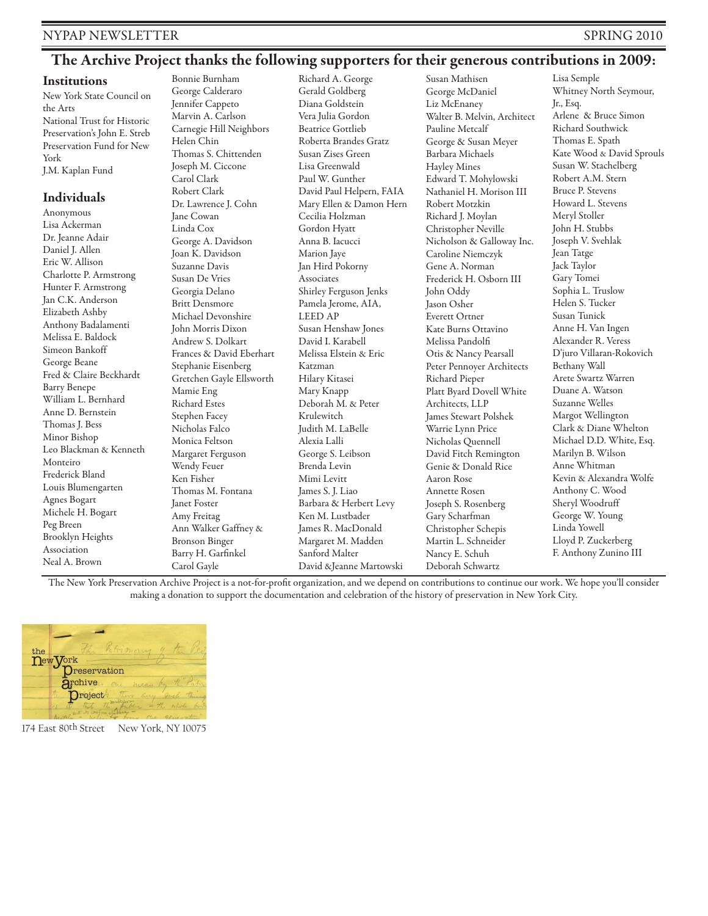## The Archive Project thanks the following supporters for their generous contributions in 2009:

### Institutions

New York State Council on the Arts
National Trust for Historic Preservation's John E. Streb Preservation Fund for New York
J.M. Kaplan Fund

### Individuals

Anonymous
Lisa Ackerman
Dr. Jeanne Adair
Daniel J. Allen
Eric W. Allison
Charlotte P. Armstrong
Hunter F. Armstrong
Jan C.K. Anderson
Elizabeth Ashby
Anthony Badalamenti
Melissa E. Baldock
Simeon Bankoff
George Beane
Fred & Claire Beckhardt
Barry Benepe
William L. Bernhard
Anne D. Bernstein
Thomas J. Bess
Minor Bishop
Leo Blackman & Kenneth Monteiro
Frederick Bland
Louis Blumengarten
Agnes Bogart
Michele H. Bogart
Peg Breen
Brooklyn Heights Association
Neal A. Brown
Bonnie Burnham
George Calderaro
Jennifer Cappeto
Marvin A. Carlson
Carnegie Hill Neighbors
Helen Chin
Thomas S. Chittenden
Joseph M. Ciccone
Carol Clark
Robert Clark
Dr. Lawrence J. Cohn
Jane Cowan
Linda Cox
George A. Davidson
Joan K. Davidson
Suzanne Davis
Susan De Vries
Georgia Delano
Britt Densmore
Michael Devonshire
John Morris Dixon
Andrew S. Dolkart
Frances & David Eberhart
Stephanie Eisenberg
Gretchen Gayle Ellsworth
Mamie Eng
Richard Estes
Stephen Facey
Nicholas Falco
Monica Feltson
Margaret Ferguson
Wendy Feuer
Ken Fisher
Thomas M. Fontana
Janet Foster
Amy Freitag
Ann Walker Gaffney & Bronson Binger
Barry H. Garfinkel
Carol Gayle
Richard A. George
Gerald Goldberg
Diana Goldstein
Vera Julia Gordon
Beatrice Gottlieb
Roberta Brandes Gratz
Susan Zises Green
Lisa Greenwald
Paul W. Gunther
David Paul Helpern, FAIA
Mary Ellen & Damon Hern
Cecilia Holzman
Gordon Hyatt
Anna B. Iacucci
Marion Jaye
Jan Hird Pokorny Associates
Shirley Ferguson Jenks
Pamela Jerome, AIA, LEED AP
Susan Henshaw Jones
David I. Karabell
Melissa Elstein & Eric Katzman
Hilary Kitasei
Mary Knapp
Deborah M. & Peter Krulewitch
Judith M. LaBelle
Alexia Lalli
George S. Leibson
Brenda Levin
Mimi Levitt
James S. J. Liao
Barbara & Herbert Levy
Ken M. Lustbader
James R. MacDonald
Margaret M. Madden
Sanford Malter
David &Jeanne Martowski
Susan Mathisen
George McDaniel
Liz McEnaney
Walter B. Melvin, Architect
Pauline Metcalf
George & Susan Meyer
Barbara Michaels
Hayley Mines
Edward T. Mohylowski
Nathaniel H. Morison III
Robert Motzkin
Richard J. Moylan
Christopher Neville
Nicholson & Galloway Inc.
Caroline Niemczyk
Gene A. Norman
Frederick H. Osborn III
John Oddy
Jason Osher
Everett Ortner
Kate Burns Ottavino
Melissa Pandolfi
Otis & Nancy Pearsall
Peter Pennoyer Architects
Richard Pieper
Platt Byard Dovell White Architects, LLP
James Stewart Polshek
Warrie Lynn Price
Nicholas Quennell
David Fitch Remington
Genie & Donald Rice
Aaron Rose
Annette Rosen
Joseph S. Rosenberg
Gary Scharfman
Christopher Schepis
Martin L. Schneider
Nancy E. Schuh
Deborah Schwartz
Lisa Semple
Whitney North Seymour, Jr., Esq.
Arlene & Bruce Simon
Richard Southwick
Thomas E. Spath
Kate Wood & David Sprouls
Susan W. Stachelberg
Robert A.M. Stern
Bruce P. Stevens
Howard L. Stevens
Meryl Stoller
John H. Stubbs
Joseph V. Svehlak
Jean Tatge
Jack Taylor
Gary Tomei
Sophia L. Truslow
Helen S. Tucker
Susan Tunick
Anne H. Van Ingen
Alexander R. Veress
D'juro Villaran-Rokovich
Bethany Wall
Arete Swartz Warren
Duane A. Watson
Suzanne Welles
Margot Wellington
Clark & Diane Whelton
Michael D.D. White, Esq.
Marilyn B. Wilson
Anne Whitman
Kevin & Alexandra Wolfe
Anthony C. Wood
Sheryl Woodruff
George W. Young
Linda Yowell
Lloyd P. Zuckerberg
F. Anthony Zunino III

The New York Preservation Archive Project is a not-for-profit organization, and we depend on contributions to continue our work. We hope you'll consider making a donation to support the documentation and celebration of the history of preservation in New York City.

the new York preservation archive project

174 East 80th Street New York, NY 10075